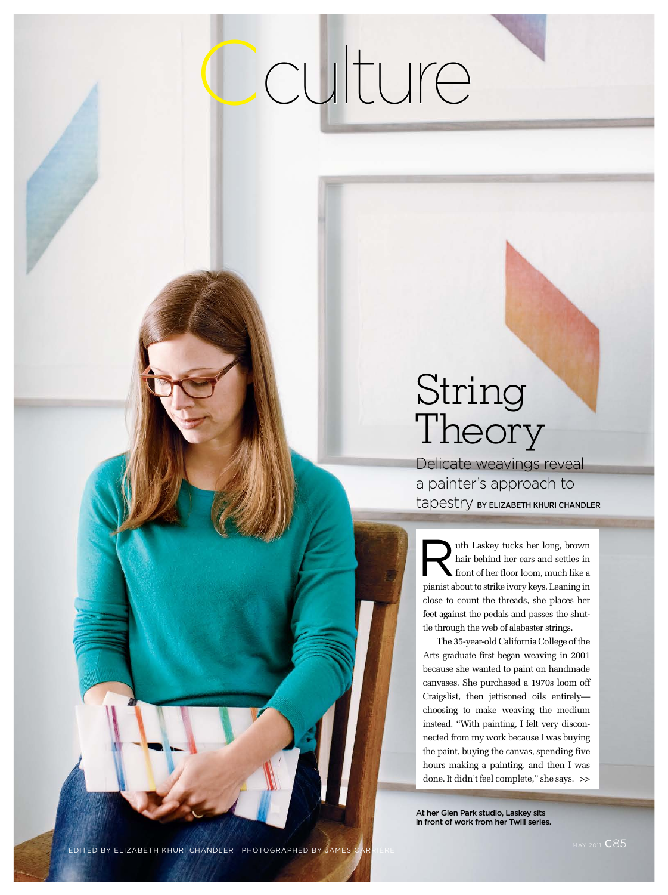# Culture

## String Theory

Delicate weavings reveal a painter's approach to tapestry BY ELIZABETH KHURI CHANDLER

Ruth Laskey tucks her long, brown hair behind her ears and settles in front of her floor loom, much like a pianist about to strike ivory keys. Leaning in close to count the threads, she places her feet against the pedals and passes the shuttle through the web of alabaster strings.

The 35-year-old California College of the Arts graduate first began weaving in 2001 because she wanted to paint on handmade canvases. She purchased a 1970s loom off Craigslist, then jettisoned oils entirely—choosing to make weaving the medium instead. "With painting, I felt very disconnected from my work because I was buying the paint, buying the canvas, spending five hours making a painting, and then I was done. It didn't feel complete," she says. >>

At her Glen Park studio, Laskey sits in front of work from her Twill series.

EDITED BY ELIZABETH KHURI CHANDLER PHOTOGRAPHED BY JAMES CARRIÈRE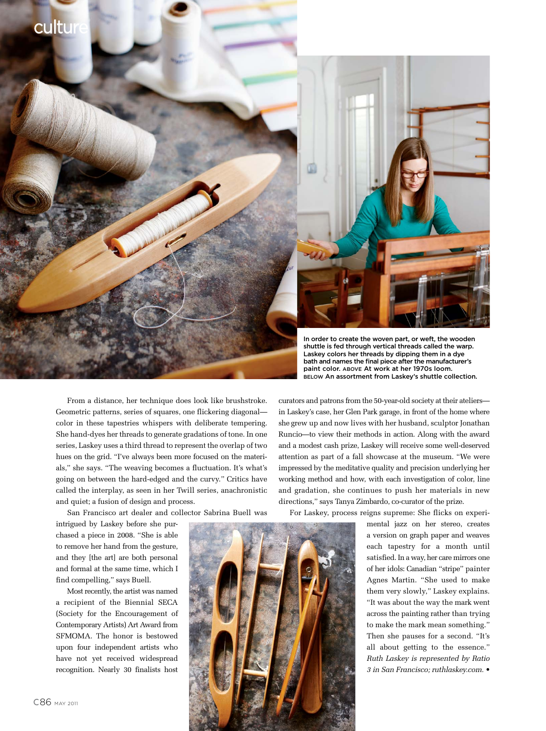In order to create the woven part, or weft, the wooden shuttle is fed through vertical threads called the warp. Laskey colors her threads by dipping them in a dye bath and names the final piece after the manufacturer's paint color. ABOVE At work at her 1970s loom. BELOW An assortment from Laskey's shuttle collection.

From a distance, her technique does look like brushstroke. Geometric patterns, series of squares, one flickering diagonal—color in these tapestries whispers with deliberate tempering. She hand-dyes her threads to generate gradations of tone. In one series, Laskey uses a third thread to represent the overlap of two hues on the grid. "I've always been more focused on the materials," she says. "The weaving becomes a fluctuation. It's what's going on between the hard-edged and the curvy." Critics have called the interplay, as seen in her Twill series, anachronistic and quiet; a fusion of design and process.

San Francisco art dealer and collector Sabrina Buell was intrigued by Laskey before she purchased a piece in 2008. "She is able to remove her hand from the gesture, and they [the art] are both personal and formal at the same time, which I find compelling," says Buell.

Most recently, the artist was named a recipient of the Biennial SECA (Society for the Encouragement of Contemporary Artists) Art Award from SFMOMA. The honor is bestowed upon four independent artists who have not yet received widespread recognition. Nearly 30 finalists host curators and patrons from the 50-year-old society at their ateliers—in Laskey's case, her Glen Park garage, in front of the home where she grew up and now lives with her husband, sculptor Jonathan Runcio—to view their methods in action. Along with the award and a modest cash prize, Laskey will receive some well-deserved attention as part of a fall showcase at the museum. "We were impressed by the meditative quality and precision underlying her working method and how, with each investigation of color, line and gradation, she continues to push her materials in new directions," says Tanya Zimbardo, co-curator of the prize.

For Laskey, process reigns supreme: She flicks on experimental jazz on her stereo, creates a version on graph paper and weaves each tapestry for a month until satisfied. In a way, her care mirrors one of her idols: Canadian "stripe" painter Agnes Martin. "She used to make them very slowly," Laskey explains. "It was about the way the mark went across the painting rather than trying to make the mark mean something." Then she pauses for a second. "It's all about getting to the essence." *Ruth Laskey is represented by Ratio 3 in San Francisco; ruthlaskey.com.* •